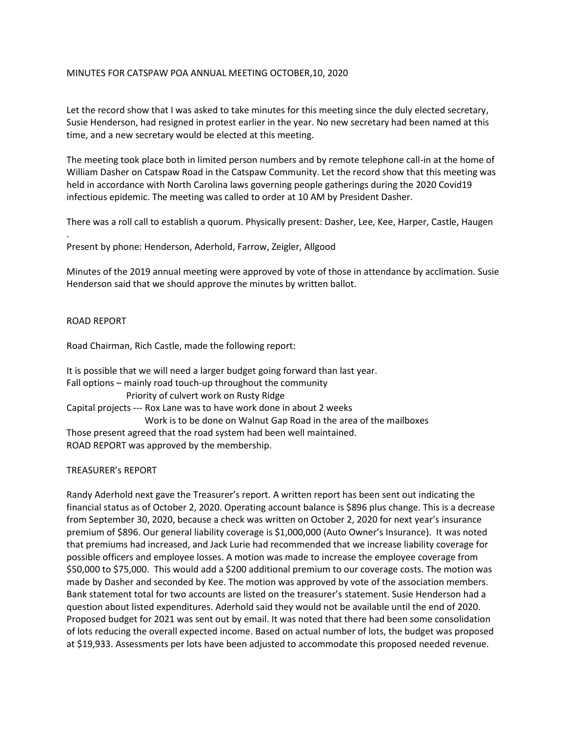MINUTES FOR CATSPAW POA ANNUAL MEETING OCTOBER,10, 2020

Let the record show that I was asked to take minutes for this meeting since the duly elected secretary, Susie Henderson, had resigned in protest earlier in the year. No new secretary had been named at this time, and a new secretary would be elected at this meeting.

The meeting took place both in limited person numbers and by remote telephone call-in at the home of William Dasher on Catspaw Road in the Catspaw Community. Let the record show that this meeting was held in accordance with North Carolina laws governing people gatherings during the 2020 Covid19 infectious epidemic. The meeting was called to order at 10 AM by President Dasher.

There was a roll call to establish a quorum. Physically present: Dasher, Lee, Kee, Harper, Castle, Haugen

.

Present by phone: Henderson, Aderhold, Farrow, Zeigler, Allgood

Minutes of the 2019 annual meeting were approved by vote of those in attendance by acclimation. Susie Henderson said that we should approve the minutes by written ballot.

ROAD REPORT

Road Chairman, Rich Castle, made the following report:

It is possible that we will need a larger budget going forward than last year.
Fall options – mainly road touch-up throughout the community
Priority of culvert work on Rusty Ridge
Capital projects --- Rox Lane was to have work done in about 2 weeks
Work is to be done on Walnut Gap Road in the area of the mailboxes
Those present agreed that the road system had been well maintained.
ROAD REPORT was approved by the membership.

TREASURER's REPORT

Randy Aderhold next gave the Treasurer's report. A written report has been sent out indicating the financial status as of October 2, 2020. Operating account balance is $896 plus change. This is a decrease from September 30, 2020, because a check was written on October 2, 2020 for next year's insurance premium of $896. Our general liability coverage is $1,000,000 (Auto Owner's Insurance). It was noted that premiums had increased, and Jack Lurie had recommended that we increase liability coverage for possible officers and employee losses. A motion was made to increase the employee coverage from $50,000 to $75,000. This would add a $200 additional premium to our coverage costs. The motion was made by Dasher and seconded by Kee. The motion was approved by vote of the association members. Bank statement total for two accounts are listed on the treasurer's statement. Susie Henderson had a question about listed expenditures. Aderhold said they would not be available until the end of 2020. Proposed budget for 2021 was sent out by email. It was noted that there had been some consolidation of lots reducing the overall expected income. Based on actual number of lots, the budget was proposed at $19,933. Assessments per lots have been adjusted to accommodate this proposed needed revenue.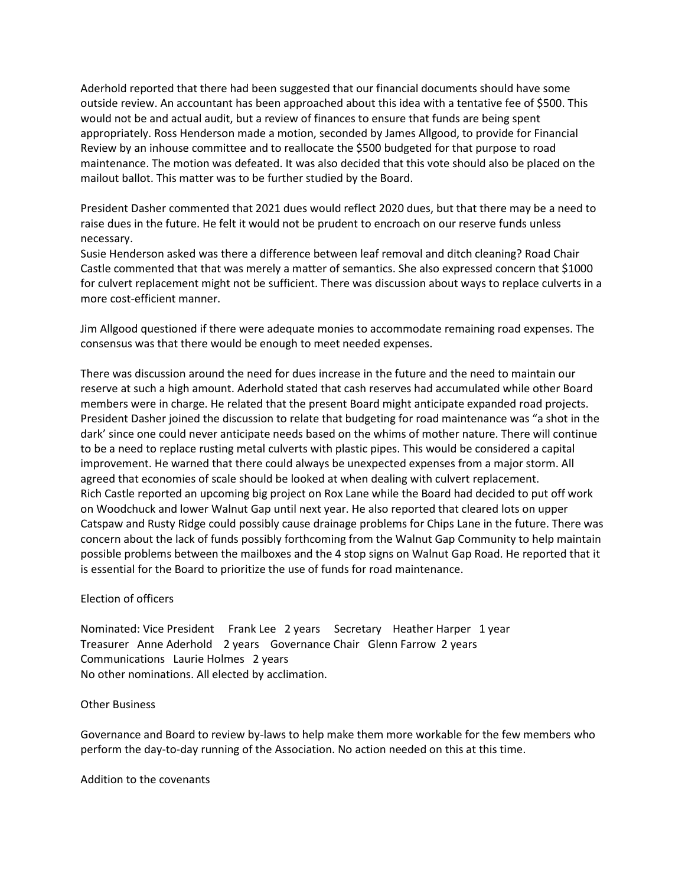Aderhold reported that there had been suggested that our financial documents should have some outside review. An accountant has been approached about this idea with a tentative fee of $500. This would not be and actual audit, but a review of finances to ensure that funds are being spent appropriately. Ross Henderson made a motion, seconded by James Allgood, to provide for Financial Review by an inhouse committee and to reallocate the $500 budgeted for that purpose to road maintenance. The motion was defeated. It was also decided that this vote should also be placed on the mailout ballot. This matter was to be further studied by the Board.

President Dasher commented that 2021 dues would reflect 2020 dues, but that there may be a need to raise dues in the future. He felt it would not be prudent to encroach on our reserve funds unless necessary.

Susie Henderson asked was there a difference between leaf removal and ditch cleaning? Road Chair Castle commented that that was merely a matter of semantics. She also expressed concern that $1000 for culvert replacement might not be sufficient. There was discussion about ways to replace culverts in a more cost-efficient manner.

Jim Allgood questioned if there were adequate monies to accommodate remaining road expenses. The consensus was that there would be enough to meet needed expenses.

There was discussion around the need for dues increase in the future and the need to maintain our reserve at such a high amount. Aderhold stated that cash reserves had accumulated while other Board members were in charge. He related that the present Board might anticipate expanded road projects. President Dasher joined the discussion to relate that budgeting for road maintenance was "a shot in the dark' since one could never anticipate needs based on the whims of mother nature. There will continue to be a need to replace rusting metal culverts with plastic pipes. This would be considered a capital improvement. He warned that there could always be unexpected expenses from a major storm. All agreed that economies of scale should be looked at when dealing with culvert replacement.

Rich Castle reported an upcoming big project on Rox Lane while the Board had decided to put off work on Woodchuck and lower Walnut Gap until next year. He also reported that cleared lots on upper Catspaw and Rusty Ridge could possibly cause drainage problems for Chips Lane in the future. There was concern about the lack of funds possibly forthcoming from the Walnut Gap Community to help maintain possible problems between the mailboxes and the 4 stop signs on Walnut Gap Road. He reported that it is essential for the Board to prioritize the use of funds for road maintenance.

Election of officers

Nominated: Vice President Frank Lee 2 years Secretary Heather Harper 1 year
Treasurer Anne Aderhold 2 years Governance Chair Glenn Farrow 2 years
Communications Laurie Holmes 2 years
No other nominations. All elected by acclimation.

Other Business

Governance and Board to review by-laws to help make them more workable for the few members who perform the day-to-day running of the Association. No action needed on this at this time.

Addition to the covenants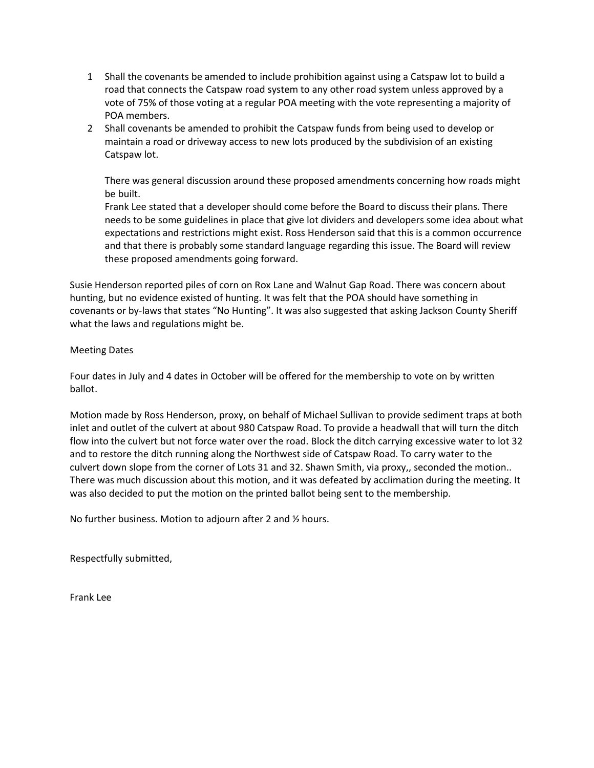1. Shall the covenants be amended to include prohibition against using a Catspaw lot to build a road that connects the Catspaw road system to any other road system unless approved by a vote of 75% of those voting at a regular POA meeting with the vote representing a majority of POA members.
2. Shall covenants be amended to prohibit the Catspaw funds from being used to develop or maintain a road or driveway access to new lots produced by the subdivision of an existing Catspaw lot.

   There was general discussion around these proposed amendments concerning how roads might be built.
   Frank Lee stated that a developer should come before the Board to discuss their plans. There needs to be some guidelines in place that give lot dividers and developers some idea about what expectations and restrictions might exist. Ross Henderson said that this is a common occurrence and that there is probably some standard language regarding this issue. The Board will review these proposed amendments going forward.

Susie Henderson reported piles of corn on Rox Lane and Walnut Gap Road. There was concern about hunting, but no evidence existed of hunting. It was felt that the POA should have something in covenants or by-laws that states "No Hunting". It was also suggested that asking Jackson County Sheriff what the laws and regulations might be.

Meeting Dates

Four dates in July and 4 dates in October will be offered for the membership to vote on by written ballot.

Motion made by Ross Henderson, proxy, on behalf of Michael Sullivan to provide sediment traps at both inlet and outlet of the culvert at about 980 Catspaw Road. To provide a headwall that will turn the ditch flow into the culvert but not force water over the road. Block the ditch carrying excessive water to lot 32 and to restore the ditch running along the Northwest side of Catspaw Road. To carry water to the culvert down slope from the corner of Lots 31 and 32. Shawn Smith, via proxy,, seconded the motion.. There was much discussion about this motion, and it was defeated by acclimation during the meeting. It was also decided to put the motion on the printed ballot being sent to the membership.

No further business. Motion to adjourn after 2 and ½ hours.

Respectfully submitted,

Frank Lee